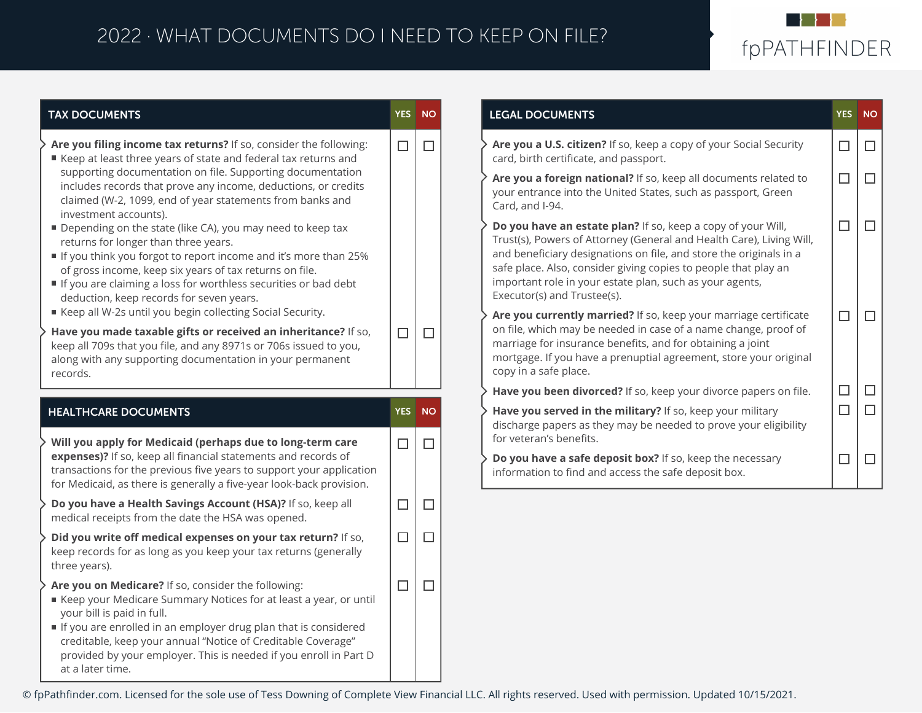# 2022 · WHAT DOCUMENTS DO I NEED TO KEEP ON FILE?

fpPATHFINDER

## TAX DOCUMENTS

| | YES | NO |
|---|---|---|
| **Are you filing income tax returns?** If so, consider the following:<br>■ Keep at least three years of state and federal tax returns and supporting documentation on file. Supporting documentation includes records that prove any income, deductions, or credits claimed (W-2, 1099, end of year statements from banks and investment accounts).<br>■ Depending on the state (like CA), you may need to keep tax returns for longer than three years.<br>■ If you think you forgot to report income and it's more than 25% of gross income, keep six years of tax returns on file.<br>■ If you are claiming a loss for worthless securities or bad debt deduction, keep records for seven years.<br>■ Keep all W-2s until you begin collecting Social Security. | ☐ | ☐ |
| **Have you made taxable gifts or received an inheritance?** If so, keep all 709s that you file, and any 8971s or 706s issued to you, along with any supporting documentation in your permanent records. | ☐ | ☐ |

## HEALTHCARE DOCUMENTS

| | YES | NO |
|---|---|---|
| **Will you apply for Medicaid (perhaps due to long-term care expenses)?** If so, keep all financial statements and records of transactions for the previous five years to support your application for Medicaid, as there is generally a five-year look-back provision. | ☐ | ☐ |
| **Do you have a Health Savings Account (HSA)?** If so, keep all medical receipts from the date the HSA was opened. | ☐ | ☐ |
| **Did you write off medical expenses on your tax return?** If so, keep records for as long as you keep your tax returns (generally three years). | ☐ | ☐ |
| **Are you on Medicare?** If so, consider the following:<br>■ Keep your Medicare Summary Notices for at least a year, or until your bill is paid in full.<br>■ If you are enrolled in an employer drug plan that is considered creditable, keep your annual "Notice of Creditable Coverage" provided by your employer. This is needed if you enroll in Part D at a later time. | ☐ | ☐ |

## LEGAL DOCUMENTS

| | YES | NO |
|---|---|---|
| **Are you a U.S. citizen?** If so, keep a copy of your Social Security card, birth certificate, and passport. | ☐ | ☐ |
| **Are you a foreign national?** If so, keep all documents related to your entrance into the United States, such as passport, Green Card, and I-94. | ☐ | ☐ |
| **Do you have an estate plan?** If so, keep a copy of your Will, Trust(s), Powers of Attorney (General and Health Care), Living Will, and beneficiary designations on file, and store the originals in a safe place. Also, consider giving copies to people that play an important role in your estate plan, such as your agents, Executor(s) and Trustee(s). | ☐ | ☐ |
| **Are you currently married?** If so, keep your marriage certificate on file, which may be needed in case of a name change, proof of marriage for insurance benefits, and for obtaining a joint mortgage. If you have a prenuptial agreement, store your original copy in a safe place. | ☐ | ☐ |
| **Have you been divorced?** If so, keep your divorce papers on file. | ☐ | ☐ |
| **Have you served in the military?** If so, keep your military discharge papers as they may be needed to prove your eligibility for veteran's benefits. | ☐ | ☐ |
| **Do you have a safe deposit box?** If so, keep the necessary information to find and access the safe deposit box. | ☐ | ☐ |

© fpPathfinder.com. Licensed for the sole use of Tess Downing of Complete View Financial LLC. All rights reserved. Used with permission. Updated 10/15/2021.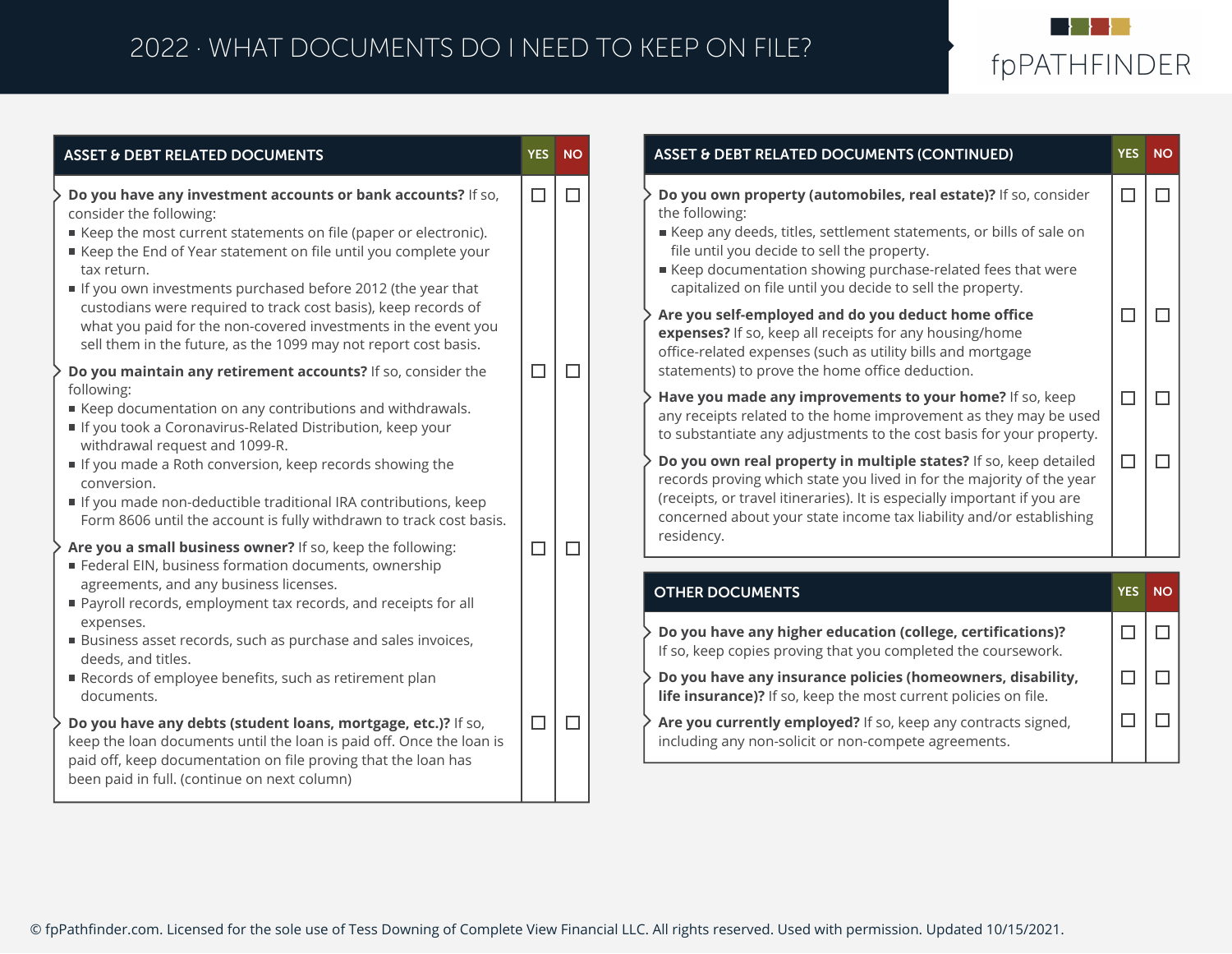# 2022 · WHAT DOCUMENTS DO I NEED TO KEEP ON FILE?

fpPATHFINDER

| ASSET & DEBT RELATED DOCUMENTS | YES | NO |
|---|---|---|
| **Do you have any investment accounts or bank accounts?** If so, consider the following:<br>▪ Keep the most current statements on file (paper or electronic).<br>▪ Keep the End of Year statement on file until you complete your tax return.<br>▪ If you own investments purchased before 2012 (the year that custodians were required to track cost basis), keep records of what you paid for the non-covered investments in the event you sell them in the future, as the 1099 may not report cost basis. | ☐ | ☐ |
| **Do you maintain any retirement accounts?** If so, consider the following:<br>▪ Keep documentation on any contributions and withdrawals.<br>▪ If you took a Coronavirus-Related Distribution, keep your withdrawal request and 1099-R.<br>▪ If you made a Roth conversion, keep records showing the conversion.<br>▪ If you made non-deductible traditional IRA contributions, keep Form 8606 until the account is fully withdrawn to track cost basis. | ☐ | ☐ |
| **Are you a small business owner?** If so, keep the following:<br>▪ Federal EIN, business formation documents, ownership agreements, and any business licenses.<br>▪ Payroll records, employment tax records, and receipts for all expenses.<br>▪ Business asset records, such as purchase and sales invoices, deeds, and titles.<br>▪ Records of employee benefits, such as retirement plan documents. | ☐ | ☐ |
| **Do you have any debts (student loans, mortgage, etc.)?** If so, keep the loan documents until the loan is paid off. Once the loan is paid off, keep documentation on file proving that the loan has been paid in full. (continue on next column) | ☐ | ☐ |

| ASSET & DEBT RELATED DOCUMENTS (CONTINUED) | YES | NO |
|---|---|---|
| **Do you own property (automobiles, real estate)?** If so, consider the following:<br>▪ Keep any deeds, titles, settlement statements, or bills of sale on file until you decide to sell the property.<br>▪ Keep documentation showing purchase-related fees that were capitalized on file until you decide to sell the property. | ☐ | ☐ |
| **Are you self-employed and do you deduct home office expenses?** If so, keep all receipts for any housing/home office-related expenses (such as utility bills and mortgage statements) to prove the home office deduction. | ☐ | ☐ |
| **Have you made any improvements to your home?** If so, keep any receipts related to the home improvement as they may be used to substantiate any adjustments to the cost basis for your property. | ☐ | ☐ |
| **Do you own real property in multiple states?** If so, keep detailed records proving which state you lived in for the majority of the year (receipts, or travel itineraries). It is especially important if you are concerned about your state income tax liability and/or establishing residency. | ☐ | ☐ |

| OTHER DOCUMENTS | YES | NO |
|---|---|---|
| **Do you have any higher education (college, certifications)?** If so, keep copies proving that you completed the coursework. | ☐ | ☐ |
| **Do you have any insurance policies (homeowners, disability, life insurance)?** If so, keep the most current policies on file. | ☐ | ☐ |
| **Are you currently employed?** If so, keep any contracts signed, including any non-solicit or non-compete agreements. | ☐ | ☐ |

© fpPathfinder.com. Licensed for the sole use of Tess Downing of Complete View Financial LLC. All rights reserved. Used with permission. Updated 10/15/2021.